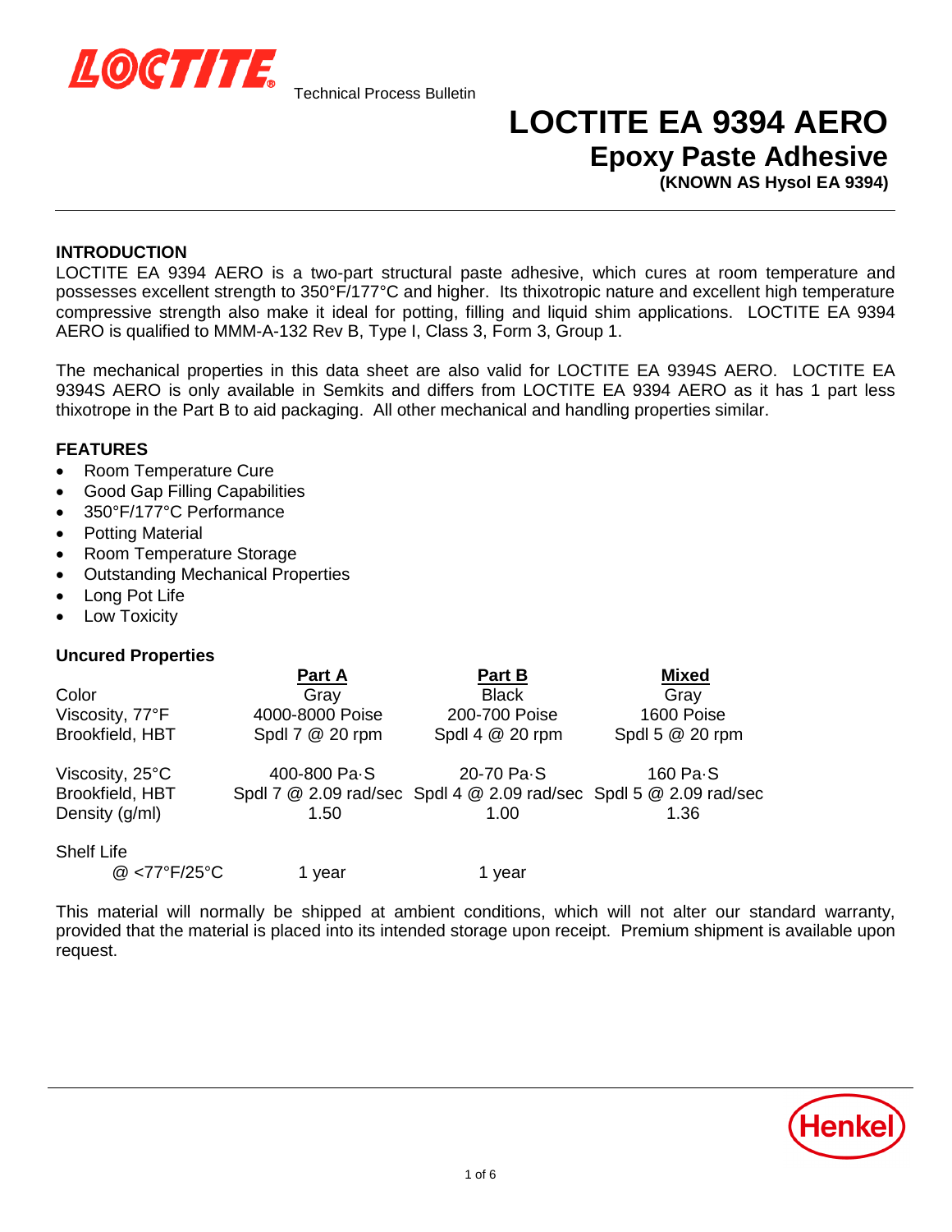LOCTITE

Technical Process Bulletin

# LOCTITE EA 9394 AERO

## Epoxy Paste Adhesive

**(KNOWN AS Hysol EA 9394)**

---

### INTRODUCTION

LOCTITE EA 9394 AERO is a two-part structural paste adhesive, which cures at room temperature and possesses excellent strength to 350°F/177°C and higher. Its thixotropic nature and excellent high temperature compressive strength also make it ideal for potting, filling and liquid shim applications. LOCTITE EA 9394 AERO is qualified to MMM-A-132 Rev B, Type I, Class 3, Form 3, Group 1.

The mechanical properties in this data sheet are also valid for LOCTITE EA 9394S AERO. LOCTITE EA 9394S AERO is only available in Semkits and differs from LOCTITE EA 9394 AERO as it has 1 part less thixotrope in the Part B to aid packaging. All other mechanical and handling properties similar.

### FEATURES

- Room Temperature Cure
- Good Gap Filling Capabilities
- 350°F/177°C Performance
- Potting Material
- Room Temperature Storage
- Outstanding Mechanical Properties
- Long Pot Life
- Low Toxicity

### Uncured Properties

| | Part A | Part B | Mixed |
|---|---|---|---|
| Color | Gray | Black | Gray |
| Viscosity, 77°F | 4000-8000 Poise | 200-700 Poise | 1600 Poise |
| Brookfield, HBT | Spdl 7 @ 20 rpm | Spdl 4 @ 20 rpm | Spdl 5 @ 20 rpm |
| Viscosity, 25°C | 400-800 Pa·S | 20-70 Pa·S | 160 Pa·S |
| Brookfield, HBT | Spdl 7 @ 2.09 rad/sec | Spdl 4 @ 2.09 rad/sec | Spdl 5 @ 2.09 rad/sec |
| Density (g/ml) | 1.50 | 1.00 | 1.36 |
| Shelf Life @ <77°F/25°C | 1 year | 1 year | |

This material will normally be shipped at ambient conditions, which will not alter our standard warranty, provided that the material is placed into its intended storage upon receipt. Premium shipment is available upon request.

Henkel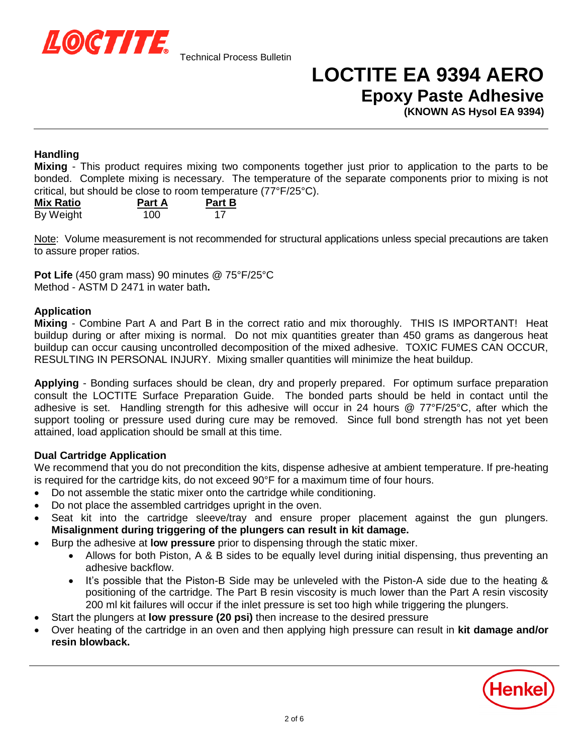# LOCTITE EA 9394 AERO

## Epoxy Paste Adhesive

**(KNOWN AS Hysol EA 9394)**

### Handling

**Mixing** - This product requires mixing two components together just prior to application to the parts to be bonded. Complete mixing is necessary. The temperature of the separate components prior to mixing is not critical, but should be close to room temperature (77°F/25°C).

| Mix Ratio | Part A | Part B |
|---|---|---|
| By Weight | 100 | 17 |

Note: Volume measurement is not recommended for structural applications unless special precautions are taken to assure proper ratios.

**Pot Life** (450 gram mass) 90 minutes @ 75°F/25°C
Method - ASTM D 2471 in water bath**.**

### Application

**Mixing** - Combine Part A and Part B in the correct ratio and mix thoroughly. THIS IS IMPORTANT! Heat buildup during or after mixing is normal. Do not mix quantities greater than 450 grams as dangerous heat buildup can occur causing uncontrolled decomposition of the mixed adhesive. TOXIC FUMES CAN OCCUR, RESULTING IN PERSONAL INJURY. Mixing smaller quantities will minimize the heat buildup.

**Applying** - Bonding surfaces should be clean, dry and properly prepared. For optimum surface preparation consult the LOCTITE Surface Preparation Guide. The bonded parts should be held in contact until the adhesive is set. Handling strength for this adhesive will occur in 24 hours @ 77°F/25°C, after which the support tooling or pressure used during cure may be removed. Since full bond strength has not yet been attained, load application should be small at this time.

### Dual Cartridge Application

We recommend that you do not precondition the kits, dispense adhesive at ambient temperature. If pre-heating is required for the cartridge kits, do not exceed 90°F for a maximum time of four hours.

- Do not assemble the static mixer onto the cartridge while conditioning.
- Do not place the assembled cartridges upright in the oven.
- Seat kit into the cartridge sleeve/tray and ensure proper placement against the gun plungers. **Misalignment during triggering of the plungers can result in kit damage.**
- Burp the adhesive at **low pressure** prior to dispensing through the static mixer.
  - Allows for both Piston, A & B sides to be equally level during initial dispensing, thus preventing an adhesive backflow.
  - It's possible that the Piston-B Side may be unleveled with the Piston-A side due to the heating & positioning of the cartridge. The Part B resin viscosity is much lower than the Part A resin viscosity 200 ml kit failures will occur if the inlet pressure is set too high while triggering the plungers.
- Start the plungers at **low pressure (20 psi)** then increase to the desired pressure
- Over heating of the cartridge in an oven and then applying high pressure can result in **kit damage and/or resin blowback.**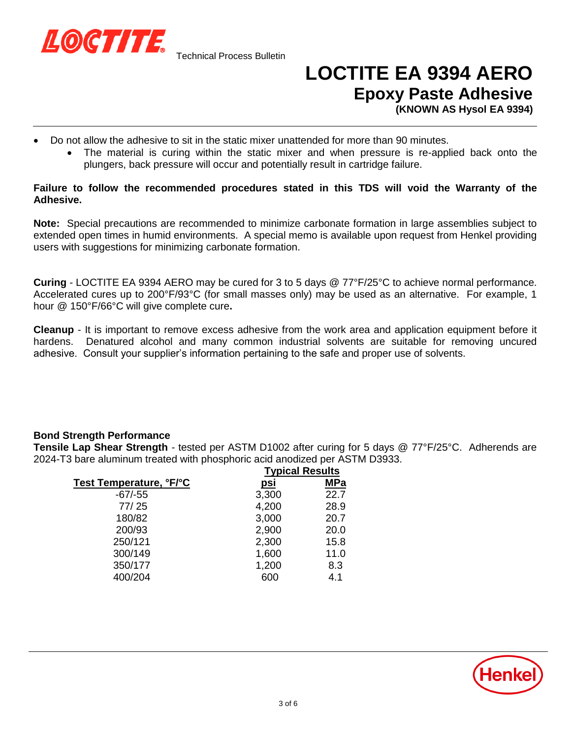- Do not allow the adhesive to sit in the static mixer unattended for more than 90 minutes.
  - The material is curing within the static mixer and when pressure is re-applied back onto the plungers, back pressure will occur and potentially result in cartridge failure.

**Failure to follow the recommended procedures stated in this TDS will void the Warranty of the Adhesive.**

**Note:** Special precautions are recommended to minimize carbonate formation in large assemblies subject to extended open times in humid environments. A special memo is available upon request from Henkel providing users with suggestions for minimizing carbonate formation.

**Curing** - LOCTITE EA 9394 AERO may be cured for 3 to 5 days @ 77°F/25°C to achieve normal performance. Accelerated cures up to 200°F/93°C (for small masses only) may be used as an alternative. For example, 1 hour @ 150°F/66°C will give complete cure**.**

**Cleanup** - It is important to remove excess adhesive from the work area and application equipment before it hardens. Denatured alcohol and many common industrial solvents are suitable for removing uncured adhesive. Consult your supplier's information pertaining to the safe and proper use of solvents.

**Bond Strength Performance**

**Tensile Lap Shear Strength** - tested per ASTM D1002 after curing for 5 days @ 77°F/25°C. Adherends are 2024-T3 bare aluminum treated with phosphoric acid anodized per ASTM D3933.

| | Typical Results | |
|---|---|---|
| Test Temperature, °F/°C | psi | MPa |
| -67/-55 | 3,300 | 22.7 |
| 77/ 25 | 4,200 | 28.9 |
| 180/82 | 3,000 | 20.7 |
| 200/93 | 2,900 | 20.0 |
| 250/121 | 2,300 | 15.8 |
| 300/149 | 1,600 | 11.0 |
| 350/177 | 1,200 | 8.3 |
| 400/204 | 600 | 4.1 |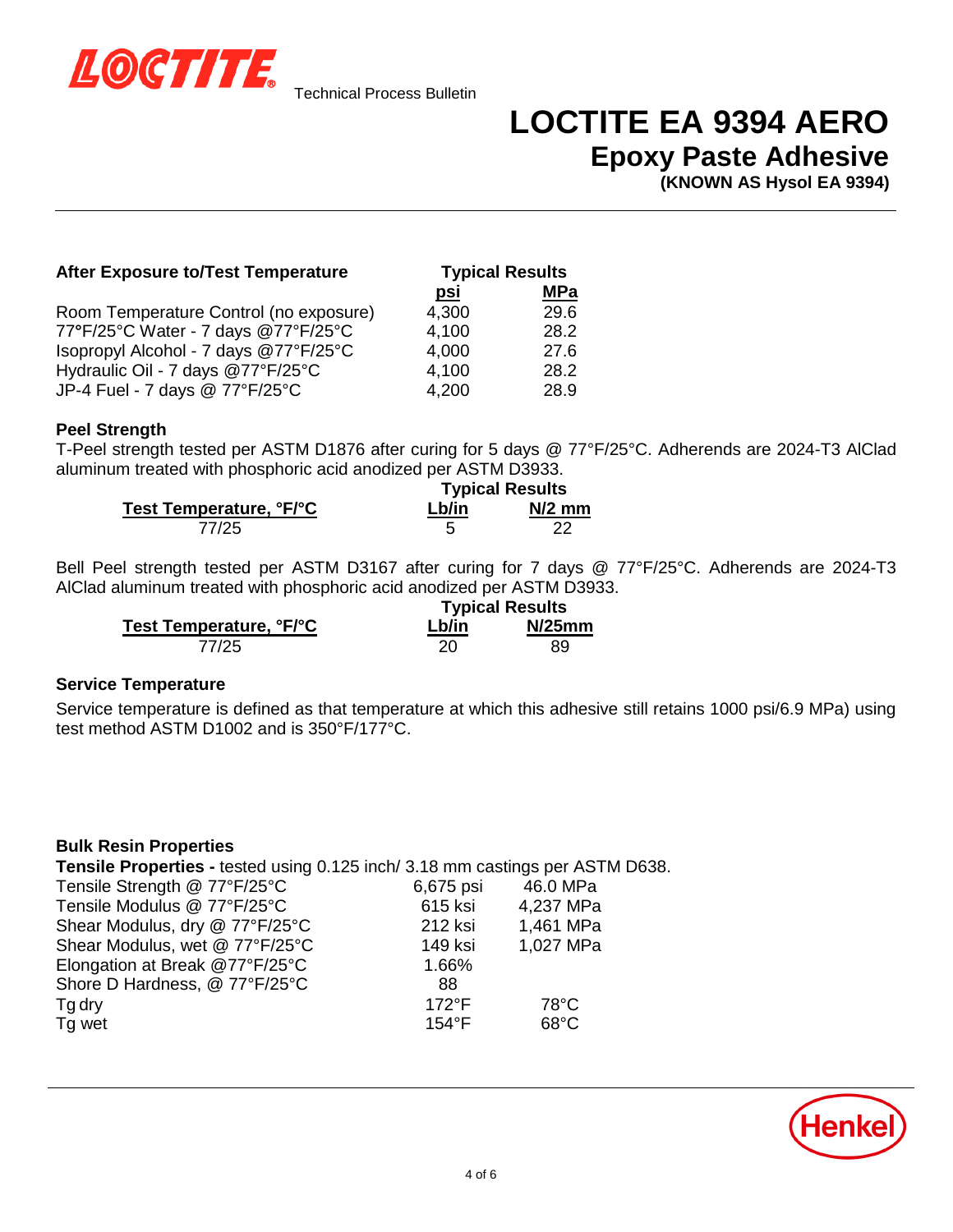# LOCTITE EA 9394 AERO

## Epoxy Paste Adhesive

**(KNOWN AS Hysol EA 9394)**

| After Exposure to/Test Temperature | Typical Results | |
|---|---|---|
| | psi | MPa |
| Room Temperature Control (no exposure) | 4,300 | 29.6 |
| 77°F/25°C Water - 7 days @77°F/25°C | 4,100 | 28.2 |
| Isopropyl Alcohol - 7 days @77°F/25°C | 4,000 | 27.6 |
| Hydraulic Oil - 7 days @77°F/25°C | 4,100 | 28.2 |
| JP-4 Fuel - 7 days @ 77°F/25°C | 4,200 | 28.9 |

### Peel Strength

T-Peel strength tested per ASTM D1876 after curing for 5 days @ 77°F/25°C. Adherends are 2024-T3 AlClad aluminum treated with phosphoric acid anodized per ASTM D3933.

| Test Temperature, °F/°C | Typical Results | |
|---|---|---|
| | Lb/in | N/2 mm |
| 77/25 | 5 | 22 |

Bell Peel strength tested per ASTM D3167 after curing for 7 days @ 77°F/25°C. Adherends are 2024-T3 AlClad aluminum treated with phosphoric acid anodized per ASTM D3933.

| Test Temperature, °F/°C | Typical Results | |
|---|---|---|
| | Lb/in | N/25mm |
| 77/25 | 20 | 89 |

### Service Temperature

Service temperature is defined as that temperature at which this adhesive still retains 1000 psi/6.9 MPa) using test method ASTM D1002 and is 350°F/177°C.

### Bulk Resin Properties

**Tensile Properties -** tested using 0.125 inch/ 3.18 mm castings per ASTM D638.

| Property | | |
|---|---|---|
| Tensile Strength @ 77°F/25°C | 6,675 psi | 46.0 MPa |
| Tensile Modulus @ 77°F/25°C | 615 ksi | 4,237 MPa |
| Shear Modulus, dry @ 77°F/25°C | 212 ksi | 1,461 MPa |
| Shear Modulus, wet @ 77°F/25°C | 149 ksi | 1,027 MPa |
| Elongation at Break @77°F/25°C | 1.66% | |
| Shore D Hardness, @ 77°F/25°C | 88 | |
| Tg dry | 172°F | 78°C |
| Tg wet | 154°F | 68°C |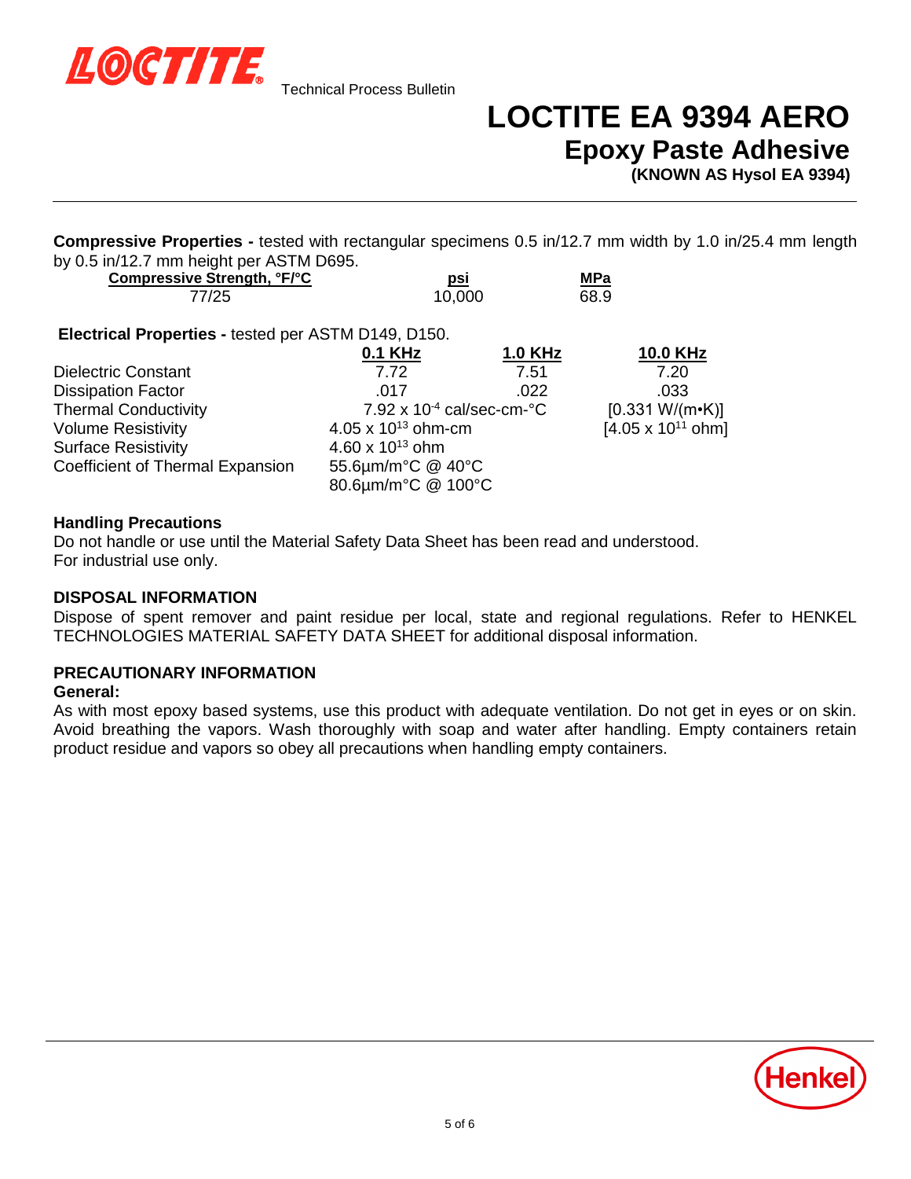# LOCTITE EA 9394 AERO

## Epoxy Paste Adhesive

**(KNOWN AS Hysol EA 9394)**

**Compressive Properties -** tested with rectangular specimens 0.5 in/12.7 mm width by 1.0 in/25.4 mm length by 0.5 in/12.7 mm height per ASTM D695.

| Compressive Strength, °F/°C | psi | MPa |
|---|---|---|
| 77/25 | 10,000 | 68.9 |

**Electrical Properties -** tested per ASTM D149, D150.

| | 0.1 KHz | 1.0 KHz | 10.0 KHz |
|---|---|---|---|
| Dielectric Constant | 7.72 | 7.51 | 7.20 |
| Dissipation Factor | .017 | .022 | .033 |
| Thermal Conductivity | $7.92 \times 10^{-4}$ cal/sec-cm-°C | | [0.331 W/(m•K)] |
| Volume Resistivity | $4.05 \times 10^{13}$ ohm-cm | | [$4.05 \times 10^{11}$ ohm] |
| Surface Resistivity | $4.60 \times 10^{13}$ ohm | | |
| Coefficient of Thermal Expansion | 55.6µm/m°C @ 40°C<br>80.6µm/m°C @ 100°C | | |

### Handling Precautions

Do not handle or use until the Material Safety Data Sheet has been read and understood.
For industrial use only.

### DISPOSAL INFORMATION

Dispose of spent remover and paint residue per local, state and regional regulations. Refer to HENKEL TECHNOLOGIES MATERIAL SAFETY DATA SHEET for additional disposal information.

### PRECAUTIONARY INFORMATION

**General:**

As with most epoxy based systems, use this product with adequate ventilation. Do not get in eyes or on skin. Avoid breathing the vapors. Wash thoroughly with soap and water after handling. Empty containers retain product residue and vapors so obey all precautions when handling empty containers.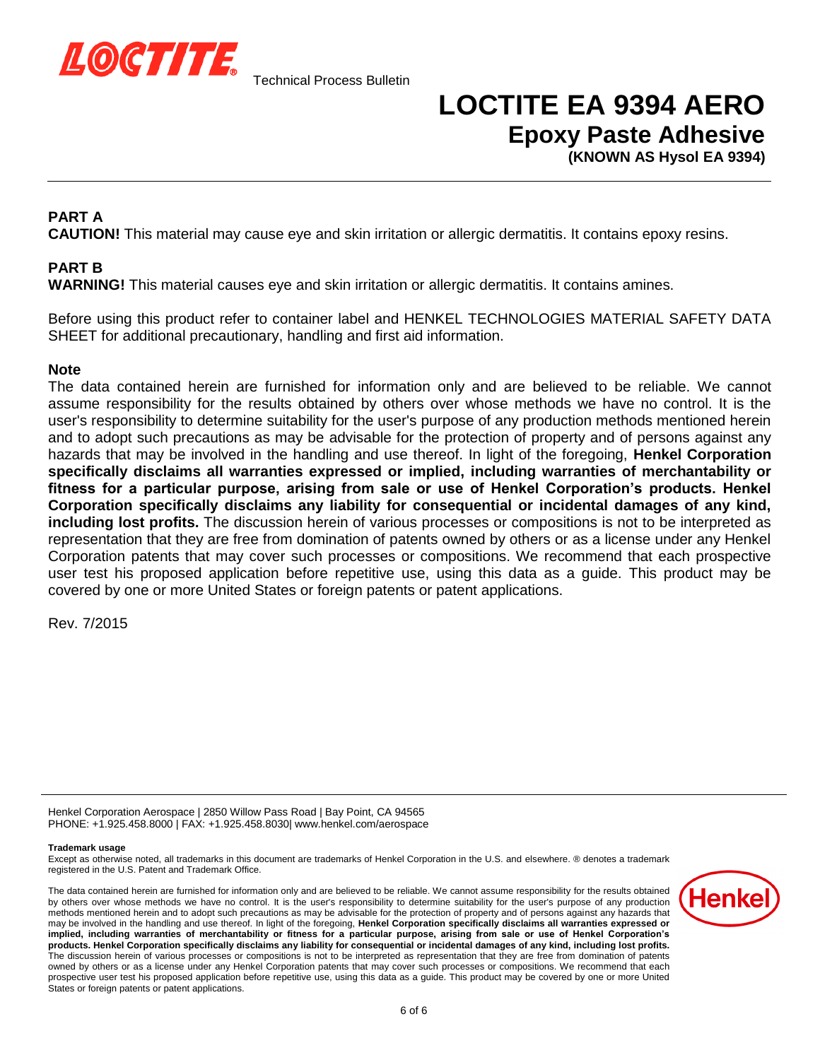# LOCTITE EA 9394 AERO

## Epoxy Paste Adhesive

**(KNOWN AS Hysol EA 9394)**

**PART A**

**CAUTION!** This material may cause eye and skin irritation or allergic dermatitis. It contains epoxy resins.

**PART B**

**WARNING!** This material causes eye and skin irritation or allergic dermatitis. It contains amines.

Before using this product refer to container label and HENKEL TECHNOLOGIES MATERIAL SAFETY DATA SHEET for additional precautionary, handling and first aid information.

**Note**

The data contained herein are furnished for information only and are believed to be reliable. We cannot assume responsibility for the results obtained by others over whose methods we have no control. It is the user's responsibility to determine suitability for the user's purpose of any production methods mentioned herein and to adopt such precautions as may be advisable for the protection of property and of persons against any hazards that may be involved in the handling and use thereof. In light of the foregoing, **Henkel Corporation specifically disclaims all warranties expressed or implied, including warranties of merchantability or fitness for a particular purpose, arising from sale or use of Henkel Corporation's products. Henkel Corporation specifically disclaims any liability for consequential or incidental damages of any kind, including lost profits.** The discussion herein of various processes or compositions is not to be interpreted as representation that they are free from domination of patents owned by others or as a license under any Henkel Corporation patents that may cover such processes or compositions. We recommend that each prospective user test his proposed application before repetitive use, using this data as a guide. This product may be covered by one or more United States or foreign patents or patent applications.

Rev. 7/2015

Henkel Corporation Aerospace | 2850 Willow Pass Road | Bay Point, CA 94565
PHONE: +1.925.458.8000 | FAX: +1.925.458.8030| www.henkel.com/aerospace

**Trademark usage**

Except as otherwise noted, all trademarks in this document are trademarks of Henkel Corporation in the U.S. and elsewhere. ® denotes a trademark registered in the U.S. Patent and Trademark Office.

The data contained herein are furnished for information only and are believed to be reliable. We cannot assume responsibility for the results obtained by others over whose methods we have no control. It is the user's responsibility to determine suitability for the user's purpose of any production methods mentioned herein and to adopt such precautions as may be advisable for the protection of property and of persons against any hazards that may be involved in the handling and use thereof. In light of the foregoing, **Henkel Corporation specifically disclaims all warranties expressed or implied, including warranties of merchantability or fitness for a particular purpose, arising from sale or use of Henkel Corporation's products. Henkel Corporation specifically disclaims any liability for consequential or incidental damages of any kind, including lost profits.** The discussion herein of various processes or compositions is not to be interpreted as representation that they are free from domination of patents owned by others or as a license under any Henkel Corporation patents that may cover such processes or compositions. We recommend that each prospective user test his proposed application before repetitive use, using this data as a guide. This product may be covered by one or more United States or foreign patents or patent applications.